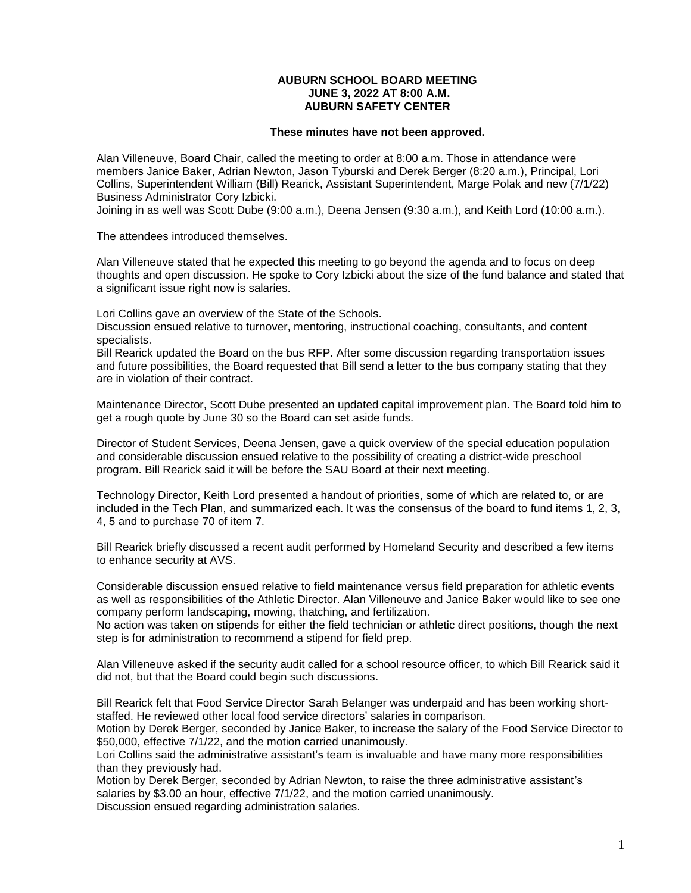**AUBURN SCHOOL BOARD MEETING**
**JUNE 3, 2022 AT 8:00 A.M.**
**AUBURN SAFETY CENTER**

**These minutes have not been approved.**

Alan Villeneuve, Board Chair, called the meeting to order at 8:00 a.m. Those in attendance were members Janice Baker, Adrian Newton, Jason Tyburski and Derek Berger (8:20 a.m.), Principal, Lori Collins, Superintendent William (Bill) Rearick, Assistant Superintendent, Marge Polak and new (7/1/22) Business Administrator Cory Izbicki.
Joining in as well was Scott Dube (9:00 a.m.), Deena Jensen (9:30 a.m.), and Keith Lord (10:00 a.m.).

The attendees introduced themselves.

Alan Villeneuve stated that he expected this meeting to go beyond the agenda and to focus on deep thoughts and open discussion. He spoke to Cory Izbicki about the size of the fund balance and stated that a significant issue right now is salaries.

Lori Collins gave an overview of the State of the Schools.
Discussion ensued relative to turnover, mentoring, instructional coaching, consultants, and content specialists.
Bill Rearick updated the Board on the bus RFP. After some discussion regarding transportation issues and future possibilities, the Board requested that Bill send a letter to the bus company stating that they are in violation of their contract.

Maintenance Director, Scott Dube presented an updated capital improvement plan. The Board told him to get a rough quote by June 30 so the Board can set aside funds.

Director of Student Services, Deena Jensen, gave a quick overview of the special education population and considerable discussion ensued relative to the possibility of creating a district-wide preschool program. Bill Rearick said it will be before the SAU Board at their next meeting.

Technology Director, Keith Lord presented a handout of priorities, some of which are related to, or are included in the Tech Plan, and summarized each. It was the consensus of the board to fund items 1, 2, 3, 4, 5 and to purchase 70 of item 7.

Bill Rearick briefly discussed a recent audit performed by Homeland Security and described a few items to enhance security at AVS.

Considerable discussion ensued relative to field maintenance versus field preparation for athletic events as well as responsibilities of the Athletic Director. Alan Villeneuve and Janice Baker would like to see one company perform landscaping, mowing, thatching, and fertilization.
No action was taken on stipends for either the field technician or athletic direct positions, though the next step is for administration to recommend a stipend for field prep.

Alan Villeneuve asked if the security audit called for a school resource officer, to which Bill Rearick said it did not, but that the Board could begin such discussions.

Bill Rearick felt that Food Service Director Sarah Belanger was underpaid and has been working short-staffed. He reviewed other local food service directors' salaries in comparison.
Motion by Derek Berger, seconded by Janice Baker, to increase the salary of the Food Service Director to $50,000, effective 7/1/22, and the motion carried unanimously.
Lori Collins said the administrative assistant's team is invaluable and have many more responsibilities than they previously had.
Motion by Derek Berger, seconded by Adrian Newton, to raise the three administrative assistant's salaries by $3.00 an hour, effective 7/1/22, and the motion carried unanimously.
Discussion ensued regarding administration salaries.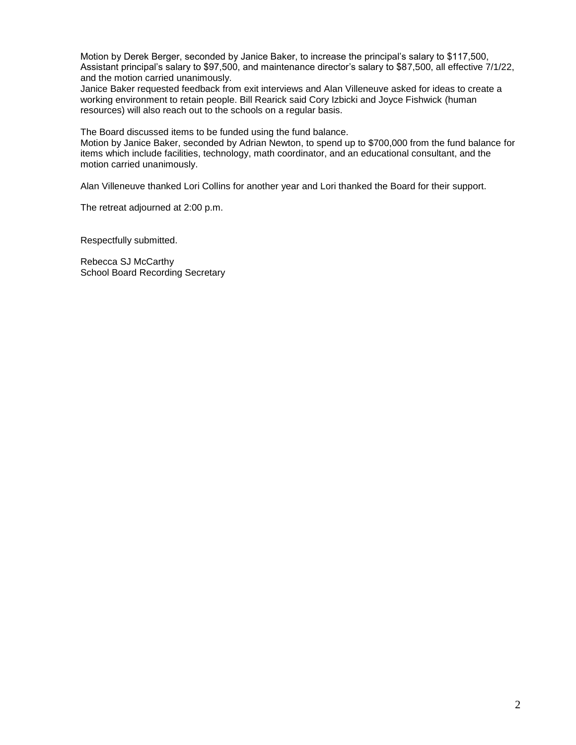Motion by Derek Berger, seconded by Janice Baker, to increase the principal's salary to $117,500, Assistant principal's salary to $97,500, and maintenance director's salary to $87,500, all effective 7/1/22, and the motion carried unanimously.
Janice Baker requested feedback from exit interviews and Alan Villeneuve asked for ideas to create a working environment to retain people. Bill Rearick said Cory Izbicki and Joyce Fishwick (human resources) will also reach out to the schools on a regular basis.

The Board discussed items to be funded using the fund balance.
Motion by Janice Baker, seconded by Adrian Newton, to spend up to $700,000 from the fund balance for items which include facilities, technology, math coordinator, and an educational consultant, and the motion carried unanimously.

Alan Villeneuve thanked Lori Collins for another year and Lori thanked the Board for their support.

The retreat adjourned at 2:00 p.m.

Respectfully submitted.

Rebecca SJ McCarthy
School Board Recording Secretary